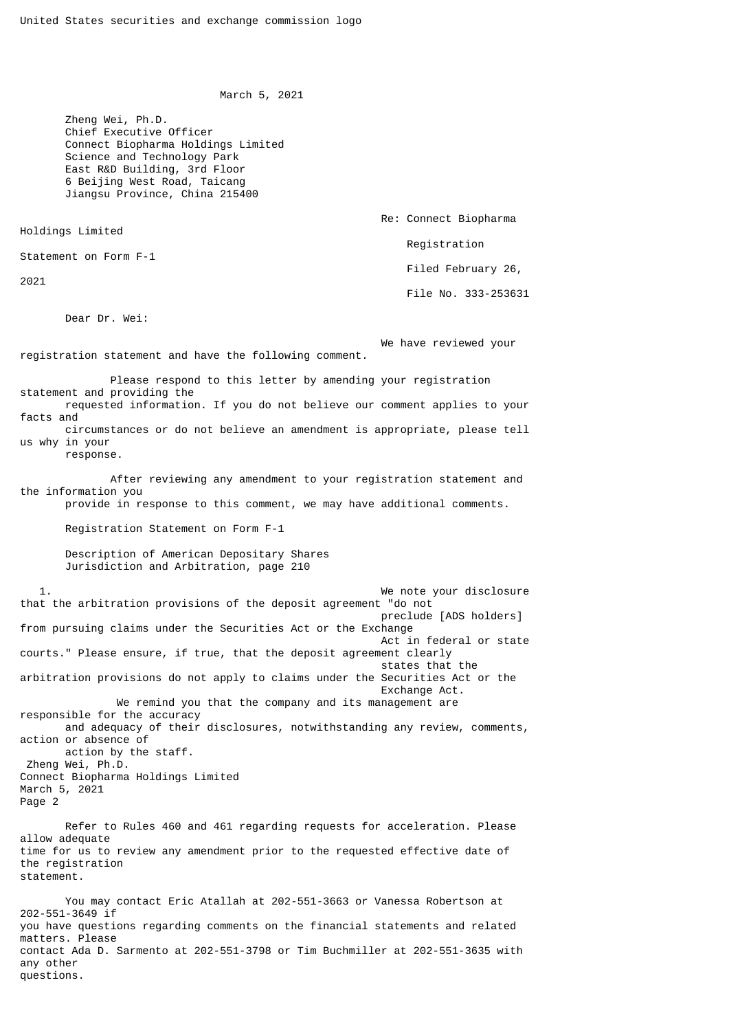United States securities and exchange commission logo

March 5, 2021

Zheng Wei, Ph.D.
Chief Executive Officer
Connect Biopharma Holdings Limited
Science and Technology Park
East R&D Building, 3rd Floor
6 Beijing West Road, Taicang
Jiangsu Province, China 215400

Re: Connect Biopharma Holdings Limited
Registration Statement on Form F-1
Filed February 26, 2021
File No. 333-253631

Dear Dr. Wei:

We have reviewed your registration statement and have the following comment.

Please respond to this letter by amending your registration statement and providing the requested information. If you do not believe our comment applies to your facts and circumstances or do not believe an amendment is appropriate, please tell us why in your response.

After reviewing any amendment to your registration statement and the information you provide in response to this comment, we may have additional comments.

Registration Statement on Form F-1

Description of American Depositary Shares
Jurisdiction and Arbitration, page 210

1. We note your disclosure that the arbitration provisions of the deposit agreement "do not preclude [ADS holders] from pursuing claims under the Securities Act or the Exchange Act in federal or state courts." Please ensure, if true, that the deposit agreement clearly states that the arbitration provisions do not apply to claims under the Securities Act or the Exchange Act.

We remind you that the company and its management are responsible for the accuracy and adequacy of their disclosures, notwithstanding any review, comments, action or absence of action by the staff.

Refer to Rules 460 and 461 regarding requests for acceleration. Please allow adequate time for us to review any amendment prior to the requested effective date of the registration statement.

You may contact Eric Atallah at 202-551-3663 or Vanessa Robertson at 202-551-3649 if you have questions regarding comments on the financial statements and related matters. Please contact Ada D. Sarmento at 202-551-3798 or Tim Buchmiller at 202-551-3635 with any other questions.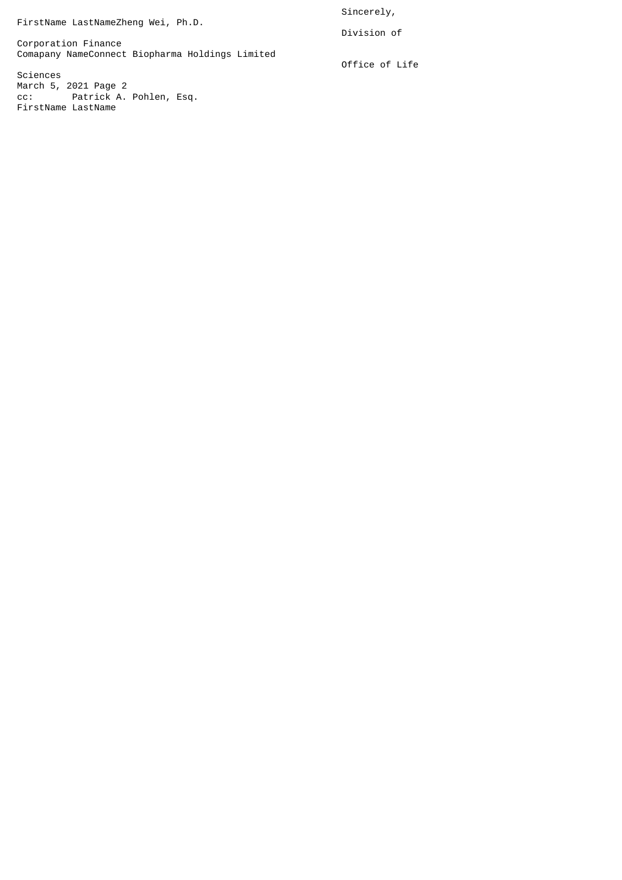Sincerely,

FirstName LastNameZheng Wei, Ph.D.

Division of

Corporation Finance
Comapany NameConnect Biopharma Holdings Limited

Office of Life

Sciences
March 5, 2021 Page 2
cc: Patrick A. Pohlen, Esq.
FirstName LastName